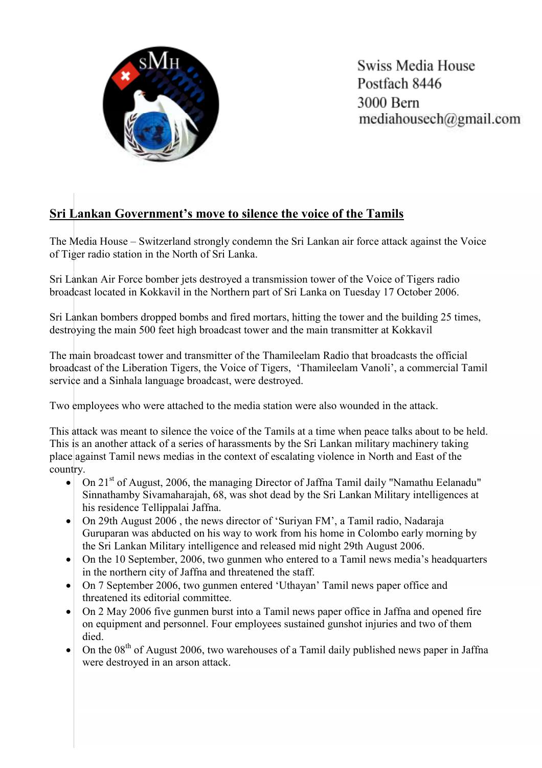Swiss Media House
Postfach 8446
3000 Bern
mediahousech@gmail.com

## Sri Lankan Government's move to silence the voice of the Tamils

The Media House – Switzerland strongly condemn the Sri Lankan air force attack against the Voice of Tiger radio station in the North of Sri Lanka.

Sri Lankan Air Force bomber jets destroyed a transmission tower of the Voice of Tigers radio broadcast located in Kokkavil in the Northern part of Sri Lanka on Tuesday 17 October 2006.

Sri Lankan bombers dropped bombs and fired mortars, hitting the tower and the building 25 times, destroying the main 500 feet high broadcast tower and the main transmitter at Kokkavil

The main broadcast tower and transmitter of the Thamileelam Radio that broadcasts the official broadcast of the Liberation Tigers, the Voice of Tigers, 'Thamileelam Vanoli', a commercial Tamil service and a Sinhala language broadcast, were destroyed.

Two employees who were attached to the media station were also wounded in the attack.

This attack was meant to silence the voice of the Tamils at a time when peace talks about to be held. This is an another attack of a series of harassments by the Sri Lankan military machinery taking place against Tamil news medias in the context of escalating violence in North and East of the country.

- On 21st of August, 2006, the managing Director of Jaffna Tamil daily "Namathu Eelanadu" Sinnathamby Sivamaharajah, 68, was shot dead by the Sri Lankan Military intelligences at his residence Tellippalai Jaffna.
- On 29th August 2006 , the news director of 'Suriyan FM', a Tamil radio, Nadaraja Guruparan was abducted on his way to work from his home in Colombo early morning by the Sri Lankan Military intelligence and released mid night 29th August 2006.
- On the 10 September, 2006, two gunmen who entered to a Tamil news media's headquarters in the northern city of Jaffna and threatened the staff.
- On 7 September 2006, two gunmen entered 'Uthayan' Tamil news paper office and threatened its editorial committee.
- On 2 May 2006 five gunmen burst into a Tamil news paper office in Jaffna and opened fire on equipment and personnel. Four employees sustained gunshot injuries and two of them died.
- On the 08th of August 2006, two warehouses of a Tamil daily published news paper in Jaffna were destroyed in an arson attack.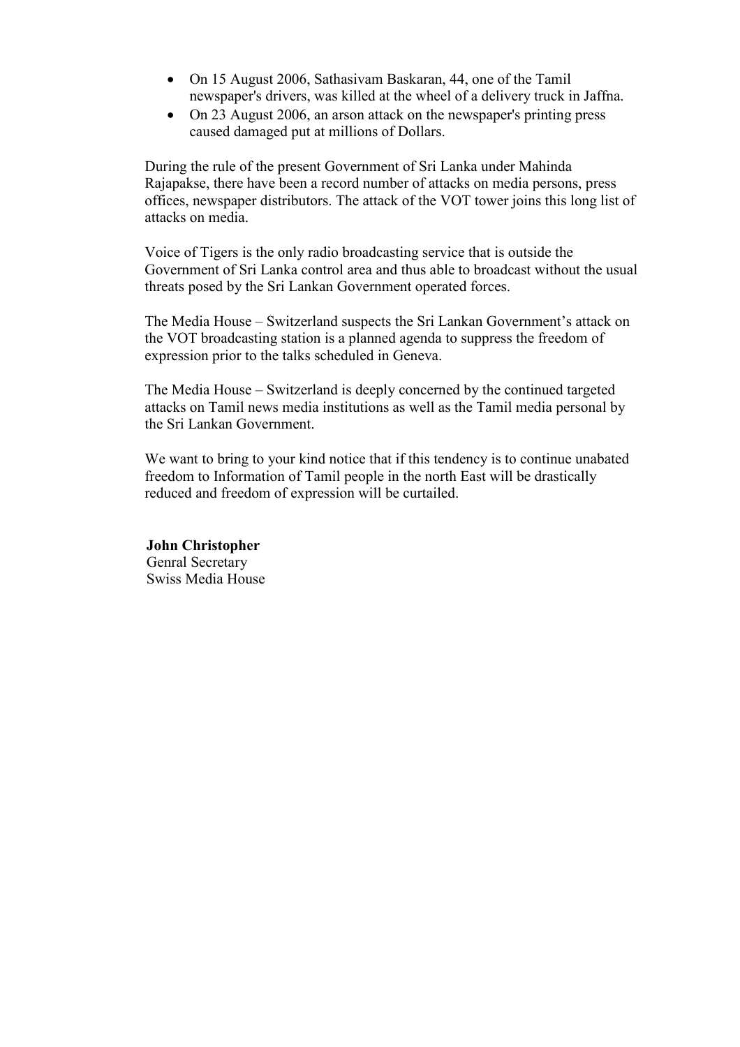- On 15 August 2006, Sathasivam Baskaran, 44, one of the Tamil newspaper's drivers, was killed at the wheel of a delivery truck in Jaffna.
- On 23 August 2006, an arson attack on the newspaper's printing press caused damaged put at millions of Dollars.

During the rule of the present Government of Sri Lanka under Mahinda Rajapakse, there have been a record number of attacks on media persons, press offices, newspaper distributors. The attack of the VOT tower joins this long list of attacks on media.

Voice of Tigers is the only radio broadcasting service that is outside the Government of Sri Lanka control area and thus able to broadcast without the usual threats posed by the Sri Lankan Government operated forces.

The Media House – Switzerland suspects the Sri Lankan Government's attack on the VOT broadcasting station is a planned agenda to suppress the freedom of expression prior to the talks scheduled in Geneva.

The Media House – Switzerland is deeply concerned by the continued targeted attacks on Tamil news media institutions as well as the Tamil media personal by the Sri Lankan Government.

We want to bring to your kind notice that if this tendency is to continue unabated freedom to Information of Tamil people in the north East will be drastically reduced and freedom of expression will be curtailed.

**John Christopher**
Genral Secretary
Swiss Media House